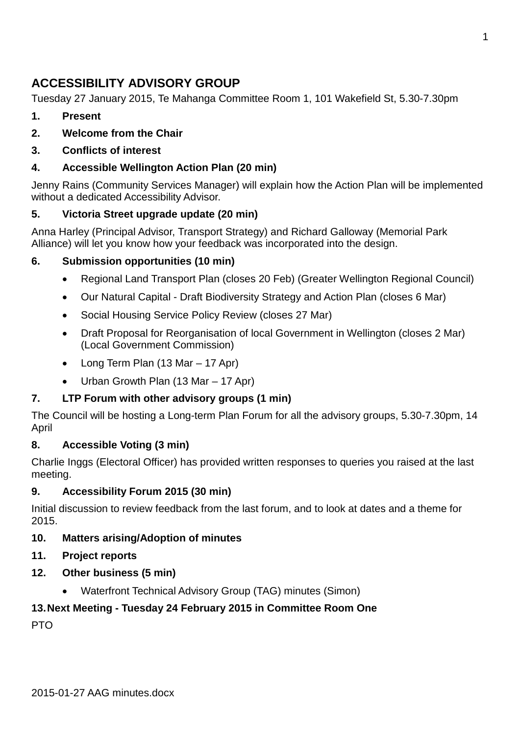# ACCESSIBILITY ADVISORY GROUP

Tuesday 27 January 2015, Te Mahanga Committee Room 1, 101 Wakefield St, 5.30-7.30pm

**1. Present**

**2. Welcome from the Chair**

**3. Conflicts of interest**

**4. Accessible Wellington Action Plan (20 min)**

Jenny Rains (Community Services Manager) will explain how the Action Plan will be implemented without a dedicated Accessibility Advisor.

**5. Victoria Street upgrade update (20 min)**

Anna Harley (Principal Advisor, Transport Strategy) and Richard Galloway (Memorial Park Alliance) will let you know how your feedback was incorporated into the design.

**6. Submission opportunities (10 min)**

- Regional Land Transport Plan (closes 20 Feb) (Greater Wellington Regional Council)
- Our Natural Capital - Draft Biodiversity Strategy and Action Plan (closes 6 Mar)
- Social Housing Service Policy Review (closes 27 Mar)
- Draft Proposal for Reorganisation of local Government in Wellington (closes 2 Mar) (Local Government Commission)
- Long Term Plan (13 Mar – 17 Apr)
- Urban Growth Plan (13 Mar – 17 Apr)

**7. LTP Forum with other advisory groups (1 min)**

The Council will be hosting a Long-term Plan Forum for all the advisory groups, 5.30-7.30pm, 14 April

**8. Accessible Voting (3 min)**

Charlie Inggs (Electoral Officer) has provided written responses to queries you raised at the last meeting.

**9. Accessibility Forum 2015 (30 min)**

Initial discussion to review feedback from the last forum, and to look at dates and a theme for 2015.

**10. Matters arising/Adoption of minutes**

**11. Project reports**

**12. Other business (5 min)**

- Waterfront Technical Advisory Group (TAG) minutes (Simon)

**13. Next Meeting - Tuesday 24 February 2015 in Committee Room One**

PTO

2015-01-27 AAG minutes.docx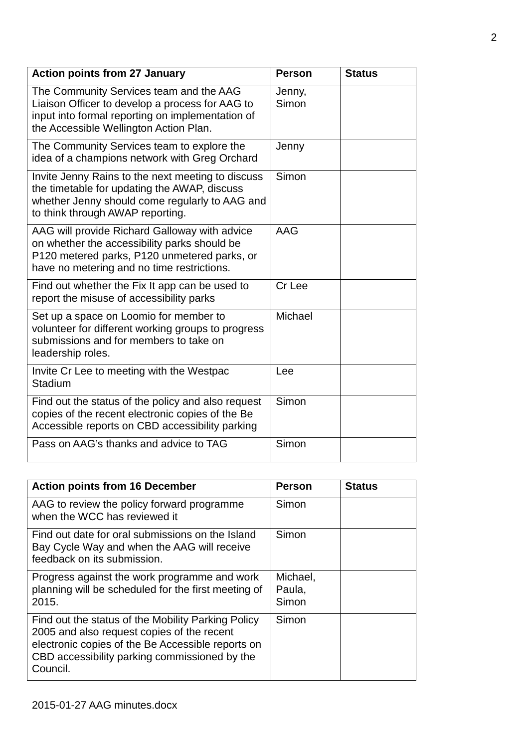| Action points from 27 January | Person | Status |
|---|---|---|
| The Community Services team and the AAG Liaison Officer to develop a process for AAG to input into formal reporting on implementation of the Accessible Wellington Action Plan. | Jenny, Simon | |
| The Community Services team to explore the idea of a champions network with Greg Orchard | Jenny | |
| Invite Jenny Rains to the next meeting to discuss the timetable for updating the AWAP, discuss whether Jenny should come regularly to AAG and to think through AWAP reporting. | Simon | |
| AAG will provide Richard Galloway with advice on whether the accessibility parks should be P120 metered parks, P120 unmetered parks, or have no metering and no time restrictions. | AAG | |
| Find out whether the Fix It app can be used to report the misuse of accessibility parks | Cr Lee | |
| Set up a space on Loomio for member to volunteer for different working groups to progress submissions and for members to take on leadership roles. | Michael | |
| Invite Cr Lee to meeting with the Westpac Stadium | Lee | |
| Find out the status of the policy and also request copies of the recent electronic copies of the Be Accessible reports on CBD accessibility parking | Simon | |
| Pass on AAG's thanks and advice to TAG | Simon | |

| Action points from 16 December | Person | Status |
|---|---|---|
| AAG to review the policy forward programme when the WCC has reviewed it | Simon | |
| Find out date for oral submissions on the Island Bay Cycle Way and when the AAG will receive feedback on its submission. | Simon | |
| Progress against the work programme and work planning will be scheduled for the first meeting of 2015. | Michael, Paula, Simon | |
| Find out the status of the Mobility Parking Policy 2005 and also request copies of the recent electronic copies of the Be Accessible reports on CBD accessibility parking commissioned by the Council. | Simon | |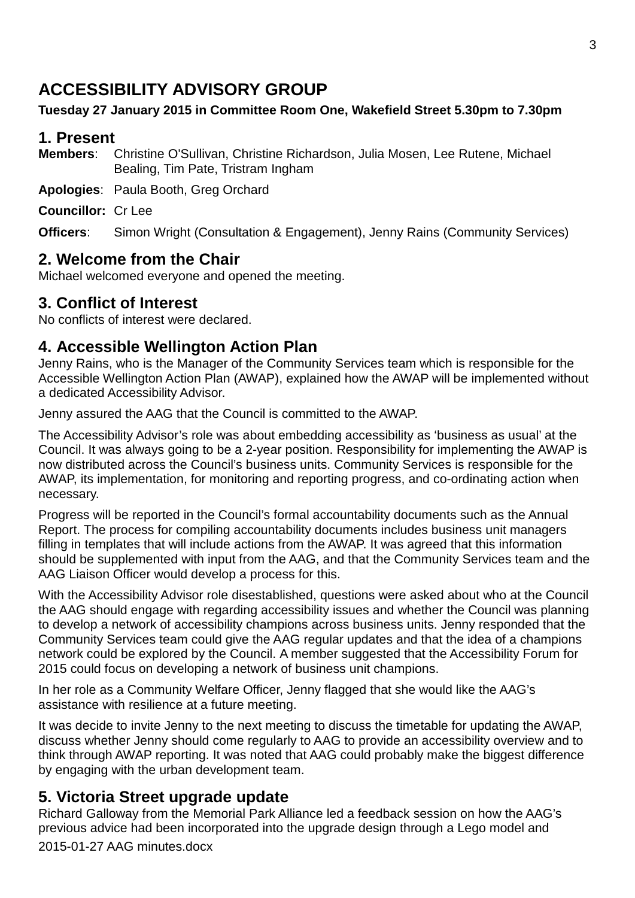# ACCESSIBILITY ADVISORY GROUP

**Tuesday 27 January 2015 in Committee Room One, Wakefield Street 5.30pm to 7.30pm**

## 1. Present

**Members**: Christine O'Sullivan, Christine Richardson, Julia Mosen, Lee Rutene, Michael Bealing, Tim Pate, Tristram Ingham

**Apologies**: Paula Booth, Greg Orchard

**Councillor:** Cr Lee

**Officers**: Simon Wright (Consultation & Engagement), Jenny Rains (Community Services)

## 2. Welcome from the Chair

Michael welcomed everyone and opened the meeting.

## 3. Conflict of Interest

No conflicts of interest were declared.

## 4. Accessible Wellington Action Plan

Jenny Rains, who is the Manager of the Community Services team which is responsible for the Accessible Wellington Action Plan (AWAP), explained how the AWAP will be implemented without a dedicated Accessibility Advisor.

Jenny assured the AAG that the Council is committed to the AWAP.

The Accessibility Advisor's role was about embedding accessibility as 'business as usual' at the Council. It was always going to be a 2-year position. Responsibility for implementing the AWAP is now distributed across the Council's business units. Community Services is responsible for the AWAP, its implementation, for monitoring and reporting progress, and co-ordinating action when necessary.

Progress will be reported in the Council's formal accountability documents such as the Annual Report. The process for compiling accountability documents includes business unit managers filling in templates that will include actions from the AWAP. It was agreed that this information should be supplemented with input from the AAG, and that the Community Services team and the AAG Liaison Officer would develop a process for this.

With the Accessibility Advisor role disestablished, questions were asked about who at the Council the AAG should engage with regarding accessibility issues and whether the Council was planning to develop a network of accessibility champions across business units. Jenny responded that the Community Services team could give the AAG regular updates and that the idea of a champions network could be explored by the Council. A member suggested that the Accessibility Forum for 2015 could focus on developing a network of business unit champions.

In her role as a Community Welfare Officer, Jenny flagged that she would like the AAG's assistance with resilience at a future meeting.

It was decide to invite Jenny to the next meeting to discuss the timetable for updating the AWAP, discuss whether Jenny should come regularly to AAG to provide an accessibility overview and to think through AWAP reporting. It was noted that AAG could probably make the biggest difference by engaging with the urban development team.

## 5. Victoria Street upgrade update

Richard Galloway from the Memorial Park Alliance led a feedback session on how the AAG's previous advice had been incorporated into the upgrade design through a Lego model and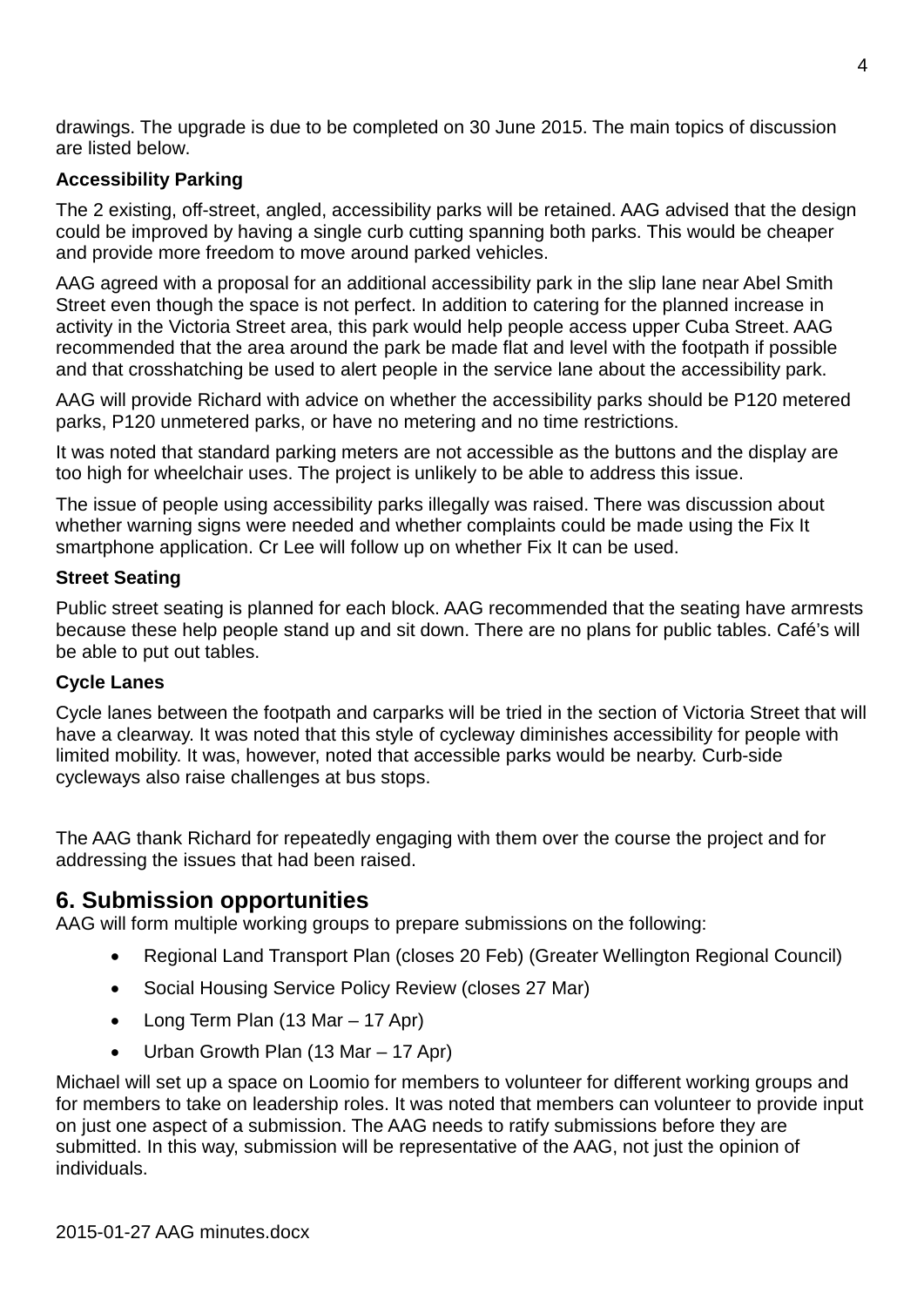drawings. The upgrade is due to be completed on 30 June 2015. The main topics of discussion are listed below.

**Accessibility Parking**

The 2 existing, off-street, angled, accessibility parks will be retained. AAG advised that the design could be improved by having a single curb cutting spanning both parks. This would be cheaper and provide more freedom to move around parked vehicles.

AAG agreed with a proposal for an additional accessibility park in the slip lane near Abel Smith Street even though the space is not perfect. In addition to catering for the planned increase in activity in the Victoria Street area, this park would help people access upper Cuba Street. AAG recommended that the area around the park be made flat and level with the footpath if possible and that crosshatching be used to alert people in the service lane about the accessibility park.

AAG will provide Richard with advice on whether the accessibility parks should be P120 metered parks, P120 unmetered parks, or have no metering and no time restrictions.

It was noted that standard parking meters are not accessible as the buttons and the display are too high for wheelchair uses. The project is unlikely to be able to address this issue.

The issue of people using accessibility parks illegally was raised. There was discussion about whether warning signs were needed and whether complaints could be made using the Fix It smartphone application. Cr Lee will follow up on whether Fix It can be used.

**Street Seating**

Public street seating is planned for each block. AAG recommended that the seating have armrests because these help people stand up and sit down. There are no plans for public tables. Café's will be able to put out tables.

**Cycle Lanes**

Cycle lanes between the footpath and carparks will be tried in the section of Victoria Street that will have a clearway. It was noted that this style of cycleway diminishes accessibility for people with limited mobility. It was, however, noted that accessible parks would be nearby. Curb-side cycleways also raise challenges at bus stops.

The AAG thank Richard for repeatedly engaging with them over the course the project and for addressing the issues that had been raised.

## 6. Submission opportunities

AAG will form multiple working groups to prepare submissions on the following:

- Regional Land Transport Plan (closes 20 Feb) (Greater Wellington Regional Council)
- Social Housing Service Policy Review (closes 27 Mar)
- Long Term Plan (13 Mar – 17 Apr)
- Urban Growth Plan (13 Mar – 17 Apr)

Michael will set up a space on Loomio for members to volunteer for different working groups and for members to take on leadership roles. It was noted that members can volunteer to provide input on just one aspect of a submission. The AAG needs to ratify submissions before they are submitted. In this way, submission will be representative of the AAG, not just the opinion of individuals.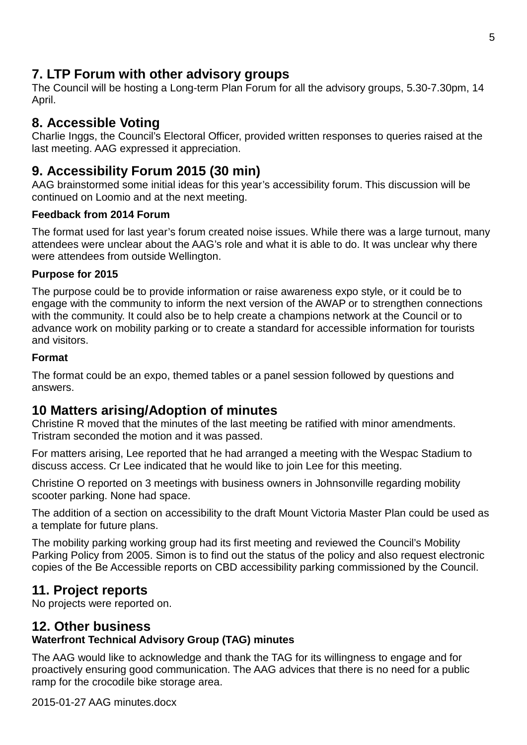## 7. LTP Forum with other advisory groups

The Council will be hosting a Long-term Plan Forum for all the advisory groups, 5.30-7.30pm, 14 April.

## 8. Accessible Voting

Charlie Inggs, the Council's Electoral Officer, provided written responses to queries raised at the last meeting. AAG expressed it appreciation.

## 9. Accessibility Forum 2015 (30 min)

AAG brainstormed some initial ideas for this year's accessibility forum. This discussion will be continued on Loomio and at the next meeting.

**Feedback from 2014 Forum**

The format used for last year's forum created noise issues. While there was a large turnout, many attendees were unclear about the AAG's role and what it is able to do. It was unclear why there were attendees from outside Wellington.

**Purpose for 2015**

The purpose could be to provide information or raise awareness expo style, or it could be to engage with the community to inform the next version of the AWAP or to strengthen connections with the community. It could also be to help create a champions network at the Council or to advance work on mobility parking or to create a standard for accessible information for tourists and visitors.

**Format**

The format could be an expo, themed tables or a panel session followed by questions and answers.

## 10 Matters arising/Adoption of minutes

Christine R moved that the minutes of the last meeting be ratified with minor amendments. Tristram seconded the motion and it was passed.

For matters arising, Lee reported that he had arranged a meeting with the Wespac Stadium to discuss access. Cr Lee indicated that he would like to join Lee for this meeting.

Christine O reported on 3 meetings with business owners in Johnsonville regarding mobility scooter parking. None had space.

The addition of a section on accessibility to the draft Mount Victoria Master Plan could be used as a template for future plans.

The mobility parking working group had its first meeting and reviewed the Council's Mobility Parking Policy from 2005. Simon is to find out the status of the policy and also request electronic copies of the Be Accessible reports on CBD accessibility parking commissioned by the Council.

## 11. Project reports

No projects were reported on.

## 12. Other business

**Waterfront Technical Advisory Group (TAG) minutes**

The AAG would like to acknowledge and thank the TAG for its willingness to engage and for proactively ensuring good communication. The AAG advices that there is no need for a public ramp for the crocodile bike storage area.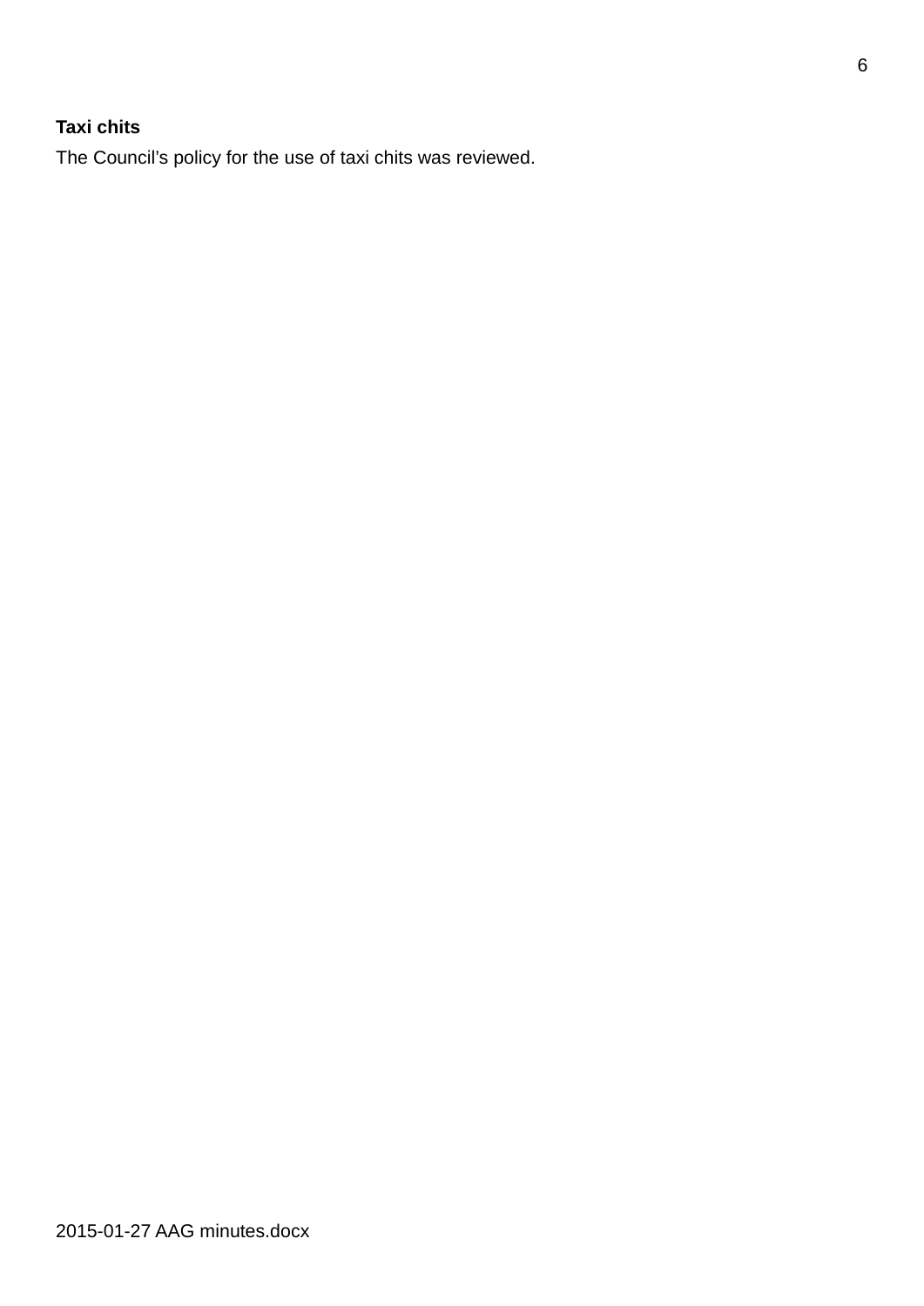**Taxi chits**

The Council's policy for the use of taxi chits was reviewed.